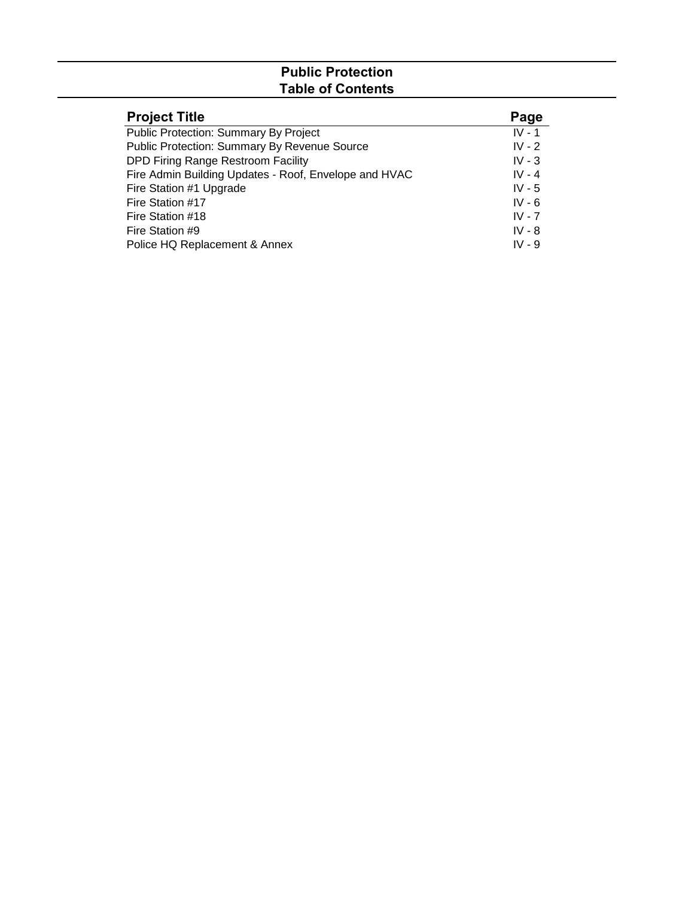# Public Protection
## Table of Contents

| Project Title | Page |
|---|---|
| Public Protection: Summary By Project | IV - 1 |
| Public Protection: Summary By Revenue Source | IV - 2 |
| DPD Firing Range Restroom Facility | IV - 3 |
| Fire Admin Building Updates - Roof, Envelope and HVAC | IV - 4 |
| Fire Station #1 Upgrade | IV - 5 |
| Fire Station #17 | IV - 6 |
| Fire Station #18 | IV - 7 |
| Fire Station #9 | IV - 8 |
| Police HQ Replacement & Annex | IV - 9 |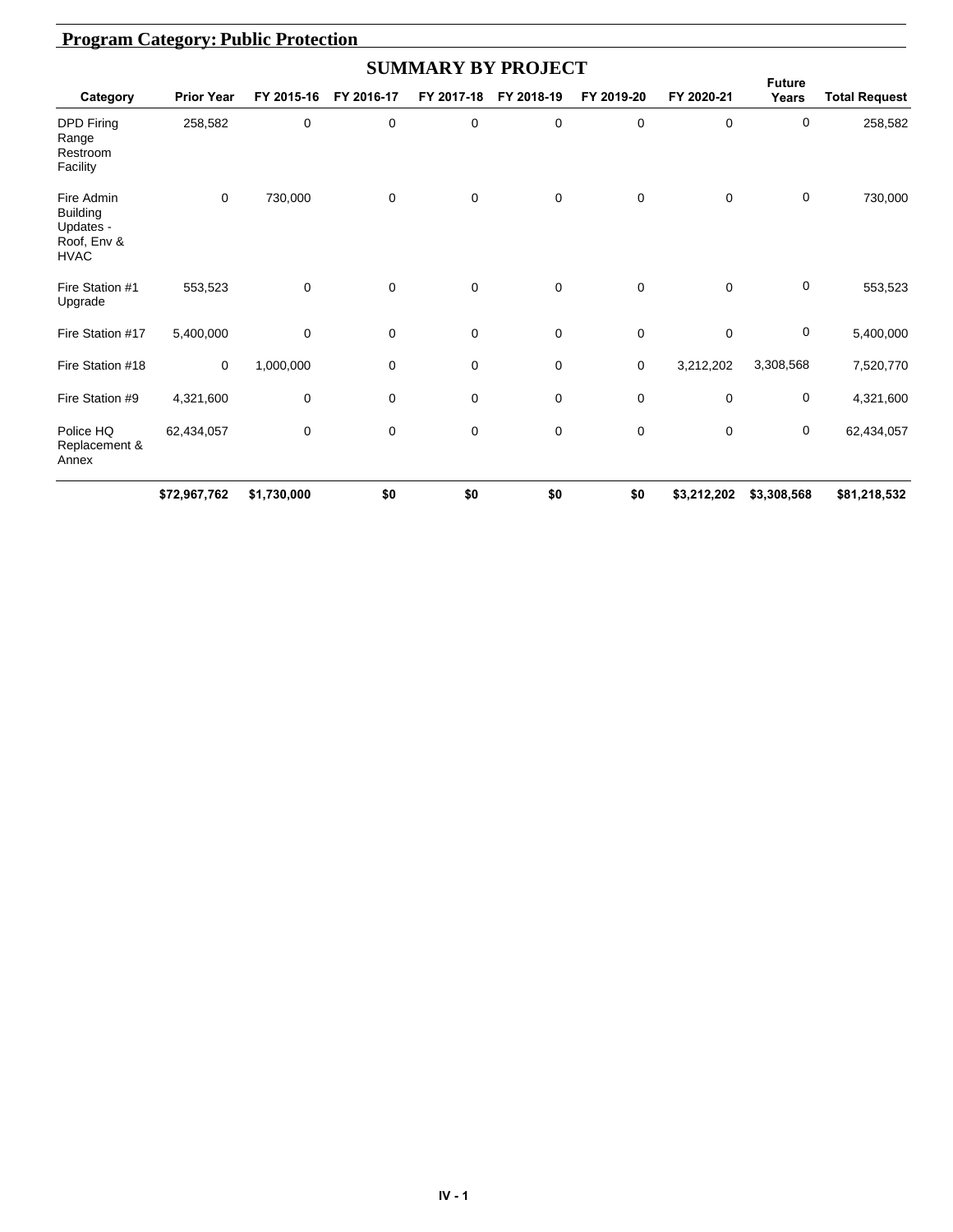## Program Category: Public Protection

### SUMMARY BY PROJECT

| Category | Prior Year | FY 2015-16 | FY 2016-17 | FY 2017-18 | FY 2018-19 | FY 2019-20 | FY 2020-21 | Future Years | Total Request |
|---|---|---|---|---|---|---|---|---|---|
| DPD Firing Range Restroom Facility | 258,582 | 0 | 0 | 0 | 0 | 0 | 0 | 0 | 258,582 |
| Fire Admin Building Updates - Roof, Env & HVAC | 0 | 730,000 | 0 | 0 | 0 | 0 | 0 | 0 | 730,000 |
| Fire Station #1 Upgrade | 553,523 | 0 | 0 | 0 | 0 | 0 | 0 | 0 | 553,523 |
| Fire Station #17 | 5,400,000 | 0 | 0 | 0 | 0 | 0 | 0 | 0 | 5,400,000 |
| Fire Station #18 | 0 | 1,000,000 | 0 | 0 | 0 | 0 | 3,212,202 | 3,308,568 | 7,520,770 |
| Fire Station #9 | 4,321,600 | 0 | 0 | 0 | 0 | 0 | 0 | 0 | 4,321,600 |
| Police HQ Replacement & Annex | 62,434,057 | 0 | 0 | 0 | 0 | 0 | 0 | 0 | 62,434,057 |
| | **$72,967,762** | **$1,730,000** | **$0** | **$0** | **$0** | **$0** | **$3,212,202** | **$3,308,568** | **$81,218,532** |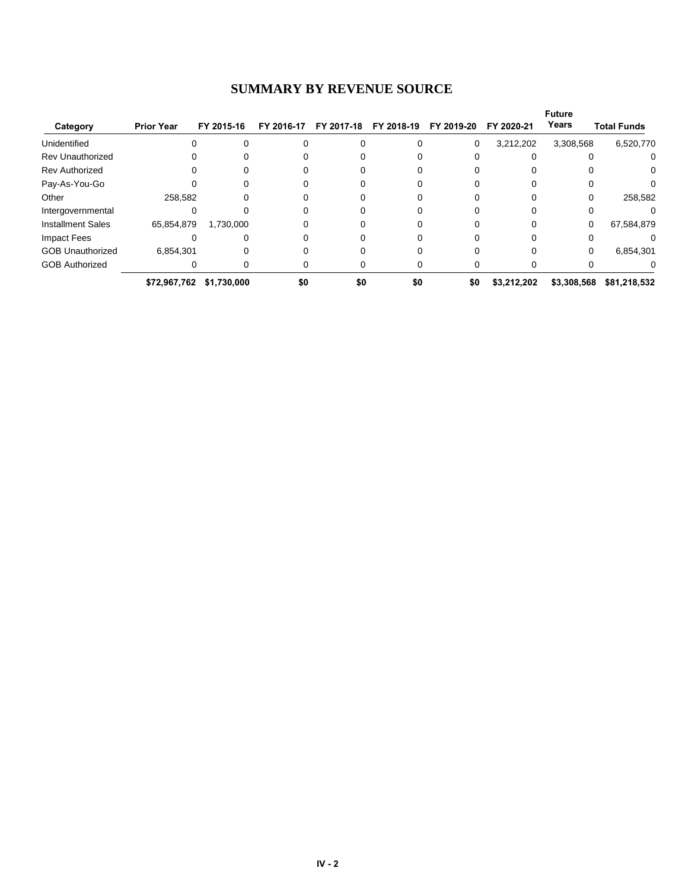## SUMMARY BY REVENUE SOURCE

| Category | Prior Year | FY 2015-16 | FY 2016-17 | FY 2017-18 | FY 2018-19 | FY 2019-20 | FY 2020-21 | Future Years | Total Funds |
|---|---|---|---|---|---|---|---|---|---|
| Unidentified | 0 | 0 | 0 | 0 | 0 | 0 | 3,212,202 | 3,308,568 | 6,520,770 |
| Rev Unauthorized | 0 | 0 | 0 | 0 | 0 | 0 | 0 | 0 | 0 |
| Rev Authorized | 0 | 0 | 0 | 0 | 0 | 0 | 0 | 0 | 0 |
| Pay-As-You-Go | 0 | 0 | 0 | 0 | 0 | 0 | 0 | 0 | 0 |
| Other | 258,582 | 0 | 0 | 0 | 0 | 0 | 0 | 0 | 258,582 |
| Intergovernmental | 0 | 0 | 0 | 0 | 0 | 0 | 0 | 0 | 0 |
| Installment Sales | 65,854,879 | 1,730,000 | 0 | 0 | 0 | 0 | 0 | 0 | 67,584,879 |
| Impact Fees | 0 | 0 | 0 | 0 | 0 | 0 | 0 | 0 | 0 |
| GOB Unauthorized | 6,854,301 | 0 | 0 | 0 | 0 | 0 | 0 | 0 | 6,854,301 |
| GOB Authorized | 0 | 0 | 0 | 0 | 0 | 0 | 0 | 0 | 0 |
| | **$72,967,762** | **$1,730,000** | **$0** | **$0** | **$0** | **$0** | **$3,212,202** | **$3,308,568** | **$81,218,532** |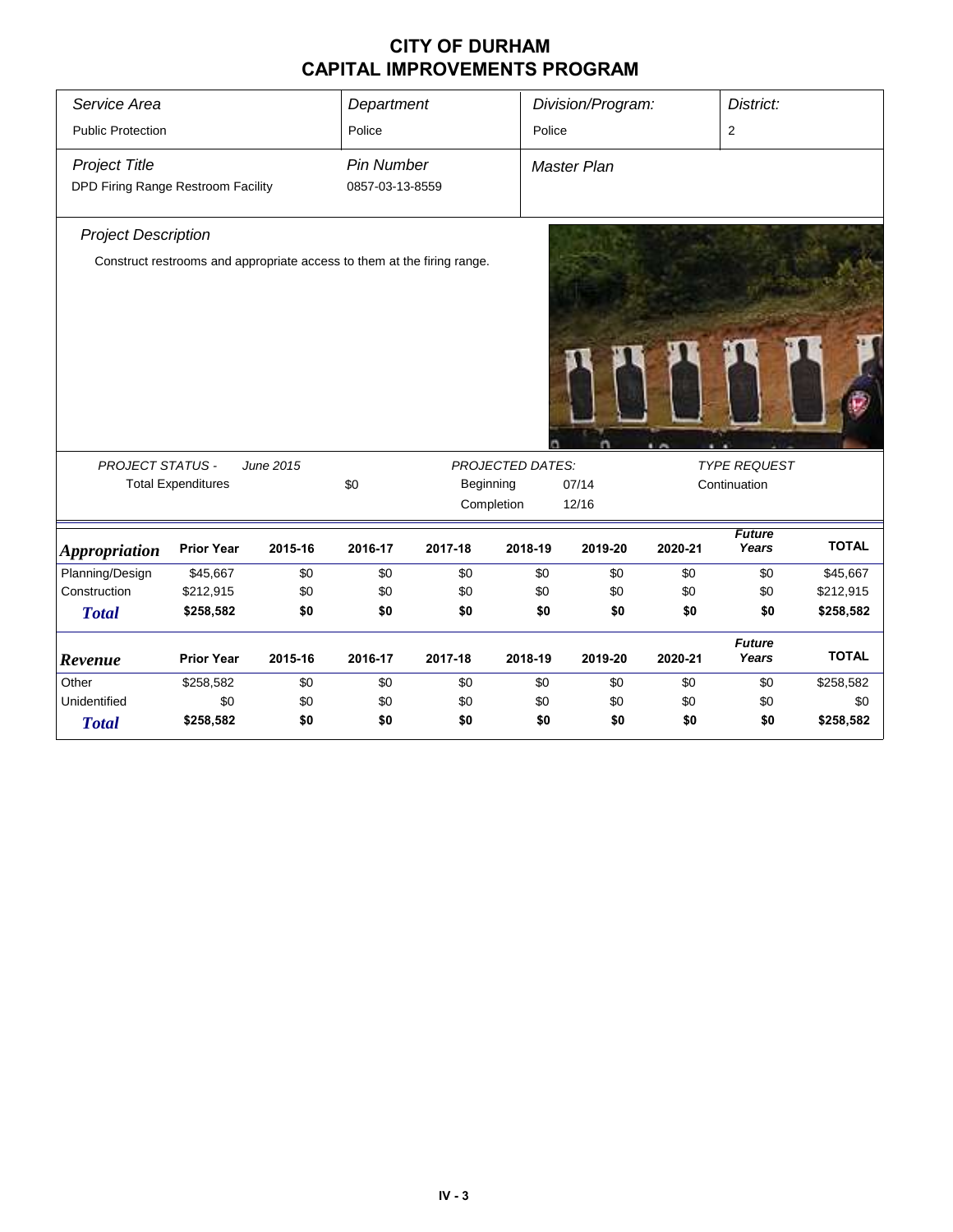# CITY OF DURHAM
# CAPITAL IMPROVEMENTS PROGRAM

| *Service Area* | *Department* | *Division/Program:* | *District:* |
|---|---|---|---|
| Public Protection | Police | Police | 2 |

| *Project Title* | *Pin Number* | *Master Plan* |
|---|---|---|
| DPD Firing Range Restroom Facility | 0857-03-13-8559 | |

*Project Description*

Construct restrooms and appropriate access to them at the firing range.

| *PROJECT STATUS -* | *June 2015* | *PROJECTED DATES:* | | *TYPE REQUEST* |
|---|---|---|---|---|
| Total Expenditures | $0 | Beginning | 07/14 | Continuation |
| | | Completion | 12/16 | |

| *Appropriation* | Prior Year | 2015-16 | 2016-17 | 2017-18 | 2018-19 | 2019-20 | 2020-21 | *Future Years* | TOTAL |
|---|---|---|---|---|---|---|---|---|---|
| Planning/Design | $45,667 | $0 | $0 | $0 | $0 | $0 | $0 | $0 | $45,667 |
| Construction | $212,915 | $0 | $0 | $0 | $0 | $0 | $0 | $0 | $212,915 |
| ***Total*** | **$258,582** | **$0** | **$0** | **$0** | **$0** | **$0** | **$0** | **$0** | **$258,582** |

| *Revenue* | Prior Year | 2015-16 | 2016-17 | 2017-18 | 2018-19 | 2019-20 | 2020-21 | *Future Years* | TOTAL |
|---|---|---|---|---|---|---|---|---|---|
| Other | $258,582 | $0 | $0 | $0 | $0 | $0 | $0 | $0 | $258,582 |
| Unidentified | $0 | $0 | $0 | $0 | $0 | $0 | $0 | $0 | $0 |
| ***Total*** | **$258,582** | **$0** | **$0** | **$0** | **$0** | **$0** | **$0** | **$0** | **$258,582** |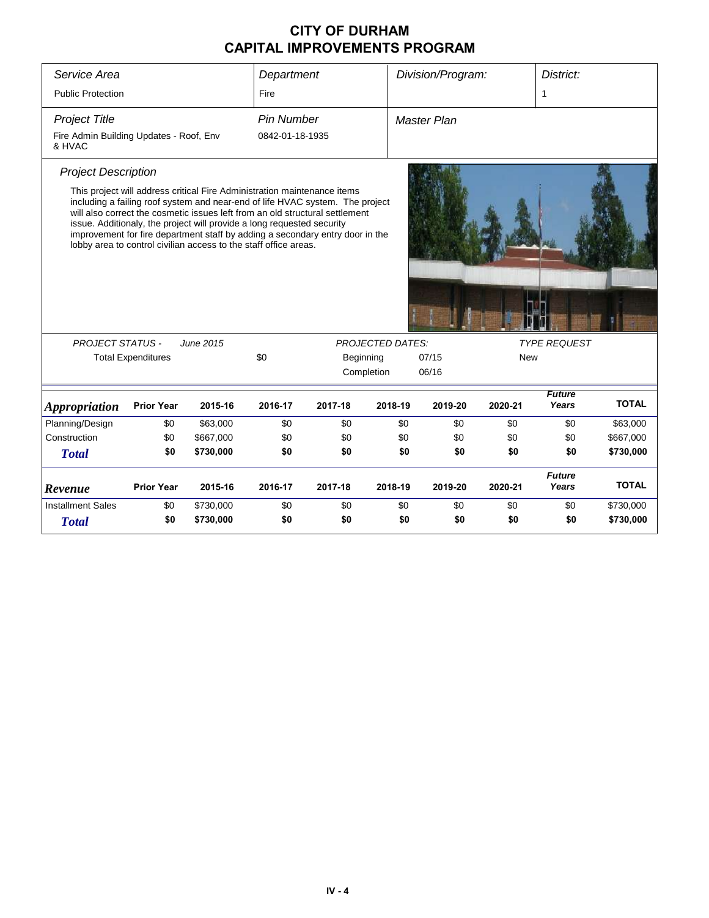# CITY OF DURHAM
# CAPITAL IMPROVEMENTS PROGRAM

| *Service Area* | *Department* | *Division/Program:* | *District:* |
|---|---|---|---|
| Public Protection | Fire | | 1 |
| ***Project Title*** | ***Pin Number*** | ***Master Plan*** | |
| Fire Admin Building Updates - Roof, Env & HVAC | 0842-01-18-1935 | | |

### *Project Description*

This project will address critical Fire Administration maintenance items including a failing roof system and near-end of life HVAC system. The project will also correct the cosmetic issues left from an old structural settlement issue. Additionaly, the project will provide a long requested security improvement for fire department staff by adding a secondary entry door in the lobby area to control civilian access to the staff office areas.

*PROJECT STATUS -* *June 2015*

Total Expenditures: $0

*PROJECTED DATES:*

Beginning: 07/15

Completion: 06/16

*TYPE REQUEST*: New

| *Appropriation* | Prior Year | 2015-16 | 2016-17 | 2017-18 | 2018-19 | 2019-20 | 2020-21 | *Future Years* | TOTAL |
|---|---|---|---|---|---|---|---|---|---|
| Planning/Design | $0 | $63,000 | $0 | $0 | $0 | $0 | $0 | $0 | $63,000 |
| Construction | $0 | $667,000 | $0 | $0 | $0 | $0 | $0 | $0 | $667,000 |
| ***Total*** | **$0** | **$730,000** | **$0** | **$0** | **$0** | **$0** | **$0** | **$0** | **$730,000** |

| *Revenue* | Prior Year | 2015-16 | 2016-17 | 2017-18 | 2018-19 | 2019-20 | 2020-21 | *Future Years* | TOTAL |
|---|---|---|---|---|---|---|---|---|---|
| Installment Sales | $0 | $730,000 | $0 | $0 | $0 | $0 | $0 | $0 | $730,000 |
| ***Total*** | **$0** | **$730,000** | **$0** | **$0** | **$0** | **$0** | **$0** | **$0** | **$730,000** |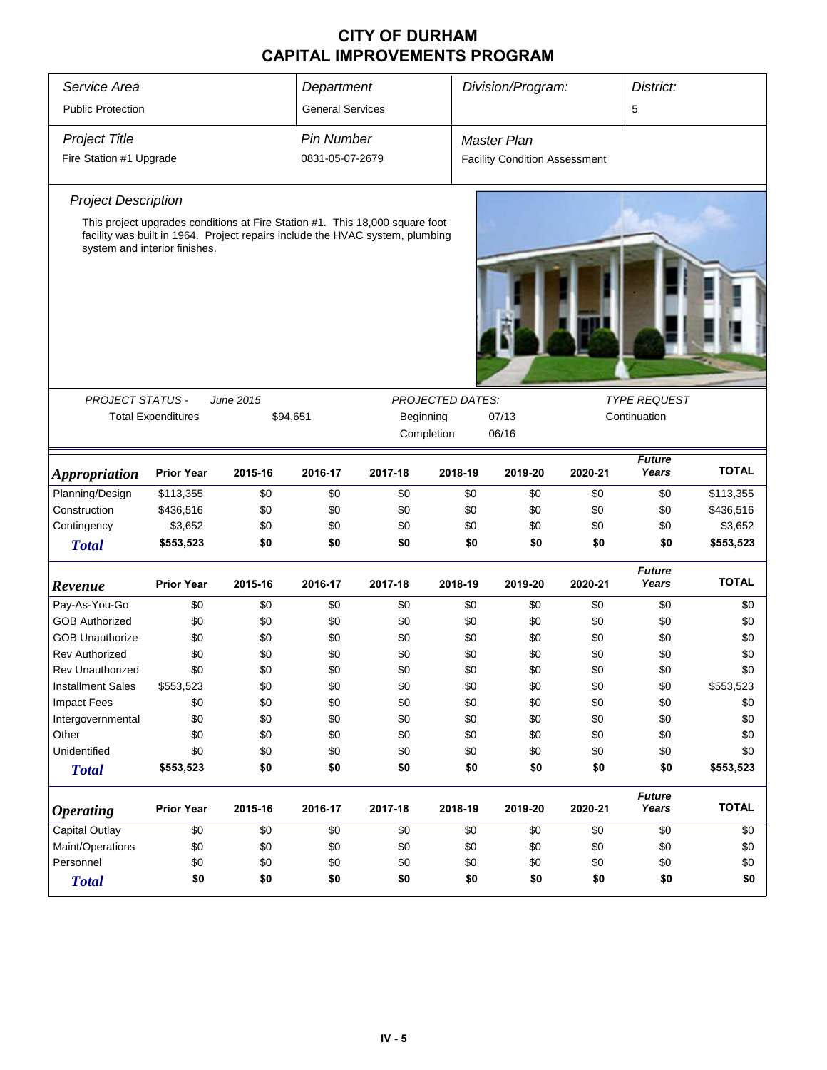# CITY OF DURHAM
# CAPITAL IMPROVEMENTS PROGRAM

| *Service Area* | *Department* | *Division/Program:* | *District:* |
|---|---|---|---|
| Public Protection | General Services | | 5 |

| *Project Title* | *Pin Number* | *Master Plan* |
|---|---|---|
| Fire Station #1 Upgrade | 0831-05-07-2679 | Facility Condition Assessment |

*Project Description*

This project upgrades conditions at Fire Station #1. This 18,000 square foot facility was built in 1964. Project repairs include the HVAC system, plumbing system and interior finishes.

| *PROJECT STATUS -* | *June 2015* | *PROJECTED DATES:* | | *TYPE REQUEST* |
|---|---|---|---|---|
| Total Expenditures | $94,651 | Beginning | 07/13 | Continuation |
| | | Completion | 06/16 | |

| ***Appropriation*** | **Prior Year** | **2015-16** | **2016-17** | **2017-18** | **2018-19** | **2019-20** | **2020-21** | ***Future Years*** | **TOTAL** |
|---|---|---|---|---|---|---|---|---|---|
| Planning/Design | $113,355 | $0 | $0 | $0 | $0 | $0 | $0 | $0 | $113,355 |
| Construction | $436,516 | $0 | $0 | $0 | $0 | $0 | $0 | $0 | $436,516 |
| Contingency | $3,652 | $0 | $0 | $0 | $0 | $0 | $0 | $0 | $3,652 |
| ***Total*** | **$553,523** | **$0** | **$0** | **$0** | **$0** | **$0** | **$0** | **$0** | **$553,523** |

| ***Revenue*** | **Prior Year** | **2015-16** | **2016-17** | **2017-18** | **2018-19** | **2019-20** | **2020-21** | ***Future Years*** | **TOTAL** |
|---|---|---|---|---|---|---|---|---|---|
| Pay-As-You-Go | $0 | $0 | $0 | $0 | $0 | $0 | $0 | $0 | $0 |
| GOB Authorized | $0 | $0 | $0 | $0 | $0 | $0 | $0 | $0 | $0 |
| GOB Unauthorize | $0 | $0 | $0 | $0 | $0 | $0 | $0 | $0 | $0 |
| Rev Authorized | $0 | $0 | $0 | $0 | $0 | $0 | $0 | $0 | $0 |
| Rev Unauthorized | $0 | $0 | $0 | $0 | $0 | $0 | $0 | $0 | $0 |
| Installment Sales | $553,523 | $0 | $0 | $0 | $0 | $0 | $0 | $0 | $553,523 |
| Impact Fees | $0 | $0 | $0 | $0 | $0 | $0 | $0 | $0 | $0 |
| Intergovernmental | $0 | $0 | $0 | $0 | $0 | $0 | $0 | $0 | $0 |
| Other | $0 | $0 | $0 | $0 | $0 | $0 | $0 | $0 | $0 |
| Unidentified | $0 | $0 | $0 | $0 | $0 | $0 | $0 | $0 | $0 |
| ***Total*** | **$553,523** | **$0** | **$0** | **$0** | **$0** | **$0** | **$0** | **$0** | **$553,523** |

| ***Operating*** | **Prior Year** | **2015-16** | **2016-17** | **2017-18** | **2018-19** | **2019-20** | **2020-21** | ***Future Years*** | **TOTAL** |
|---|---|---|---|---|---|---|---|---|---|
| Capital Outlay | $0 | $0 | $0 | $0 | $0 | $0 | $0 | $0 | $0 |
| Maint/Operations | $0 | $0 | $0 | $0 | $0 | $0 | $0 | $0 | $0 |
| Personnel | $0 | $0 | $0 | $0 | $0 | $0 | $0 | $0 | $0 |
| ***Total*** | **$0** | **$0** | **$0** | **$0** | **$0** | **$0** | **$0** | **$0** | **$0** |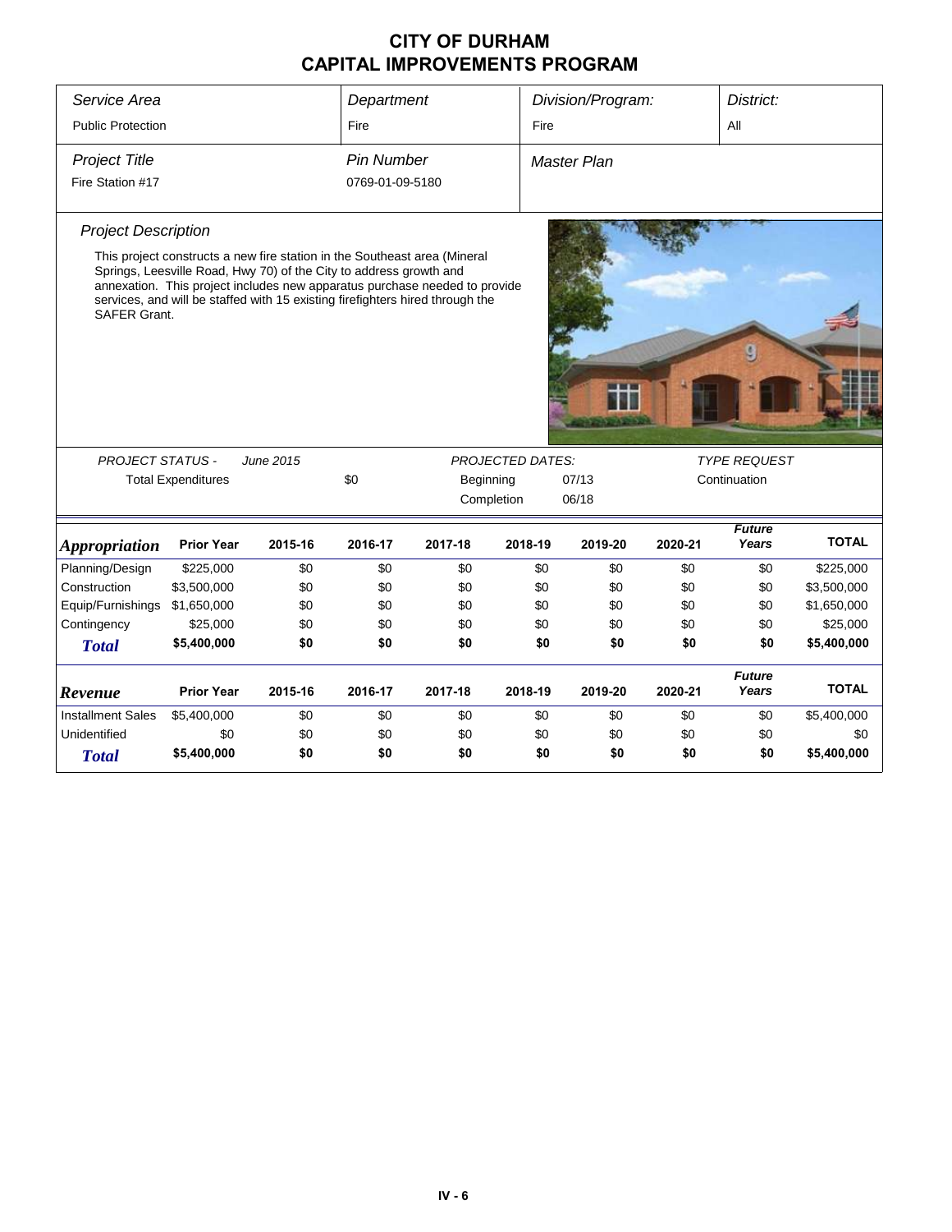# CITY OF DURHAM
# CAPITAL IMPROVEMENTS PROGRAM

| *Service Area* | *Department* | *Division/Program:* | *District:* |
|---|---|---|---|
| Public Protection | Fire | Fire | All |

| *Project Title* | *Pin Number* | *Master Plan* |
|---|---|---|
| Fire Station #17 | 0769-01-09-5180 | |

### *Project Description*

This project constructs a new fire station in the Southeast area (Mineral Springs, Leesville Road, Hwy 70) of the City to address growth and annexation. This project includes new apparatus purchase needed to provide services, and will be staffed with 15 existing firefighters hired through the SAFER Grant.

| *PROJECT STATUS -* | *June 2015* | *PROJECTED DATES:* | | *TYPE REQUEST* |
|---|---|---|---|---|
| Total Expenditures | $0 | Beginning | 07/13 | Continuation |
| | | Completion | 06/18 | |

| *Appropriation* | Prior Year | 2015-16 | 2016-17 | 2017-18 | 2018-19 | 2019-20 | 2020-21 | *Future Years* | TOTAL |
|---|---|---|---|---|---|---|---|---|---|
| Planning/Design | $225,000 | $0 | $0 | $0 | $0 | $0 | $0 | $0 | $225,000 |
| Construction | $3,500,000 | $0 | $0 | $0 | $0 | $0 | $0 | $0 | $3,500,000 |
| Equip/Furnishings | $1,650,000 | $0 | $0 | $0 | $0 | $0 | $0 | $0 | $1,650,000 |
| Contingency | $25,000 | $0 | $0 | $0 | $0 | $0 | $0 | $0 | $25,000 |
| ***Total*** | **$5,400,000** | **$0** | **$0** | **$0** | **$0** | **$0** | **$0** | **$0** | **$5,400,000** |

| *Revenue* | Prior Year | 2015-16 | 2016-17 | 2017-18 | 2018-19 | 2019-20 | 2020-21 | *Future Years* | TOTAL |
|---|---|---|---|---|---|---|---|---|---|
| Installment Sales | $5,400,000 | $0 | $0 | $0 | $0 | $0 | $0 | $0 | $5,400,000 |
| Unidentified | $0 | $0 | $0 | $0 | $0 | $0 | $0 | $0 | $0 |
| ***Total*** | **$5,400,000** | **$0** | **$0** | **$0** | **$0** | **$0** | **$0** | **$0** | **$5,400,000** |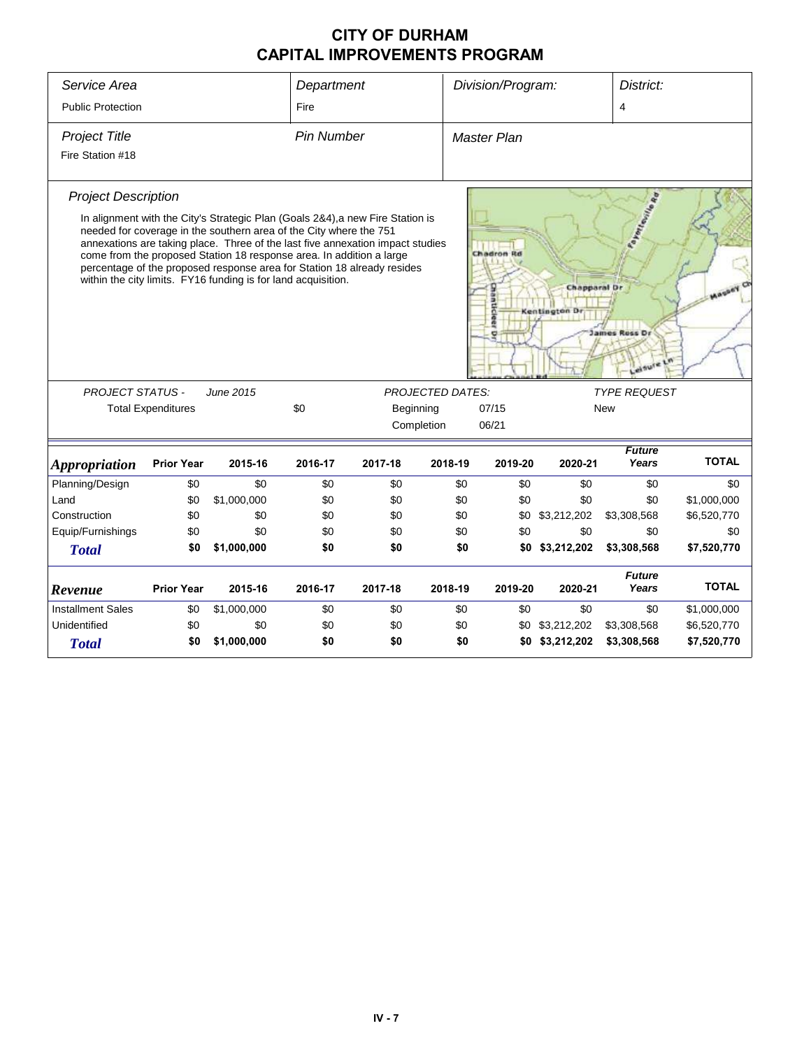# CITY OF DURHAM
# CAPITAL IMPROVEMENTS PROGRAM

| *Service Area* | *Department* | *Division/Program:* | *District:* |
|---|---|---|---|
| Public Protection | Fire | | 4 |

| *Project Title* | *Pin Number* | *Master Plan* |
|---|---|---|
| Fire Station #18 | | |

### *Project Description*

In alignment with the City's Strategic Plan (Goals 2&4),a new Fire Station is needed for coverage in the southern area of the City where the 751 annexations are taking place. Three of the last five annexation impact studies come from the proposed Station 18 response area. In addition a large percentage of the proposed response area for Station 18 already resides within the city limits. FY16 funding is for land acquisition.

| *PROJECT STATUS -* | *June 2015* | *PROJECTED DATES:* | | *TYPE REQUEST* |
|---|---|---|---|---|
| Total Expenditures | $0 | Beginning | 07/15 | New |
| | | Completion | 06/21 | |

| *Appropriation* | Prior Year | 2015-16 | 2016-17 | 2017-18 | 2018-19 | 2019-20 | 2020-21 | *Future Years* | TOTAL |
|---|---|---|---|---|---|---|---|---|---|
| Planning/Design | $0 | $0 | $0 | $0 | $0 | $0 | $0 | $0 | $0 |
| Land | $0 | $1,000,000 | $0 | $0 | $0 | $0 | $0 | $0 | $1,000,000 |
| Construction | $0 | $0 | $0 | $0 | $0 | $0 | $3,212,202 | $3,308,568 | $6,520,770 |
| Equip/Furnishings | $0 | $0 | $0 | $0 | $0 | $0 | $0 | $0 | $0 |
| ***Total*** | **$0** | **$1,000,000** | **$0** | **$0** | **$0** | **$0** | **$3,212,202** | **$3,308,568** | **$7,520,770** |

| *Revenue* | Prior Year | 2015-16 | 2016-17 | 2017-18 | 2018-19 | 2019-20 | 2020-21 | *Future Years* | TOTAL |
|---|---|---|---|---|---|---|---|---|---|
| Installment Sales | $0 | $1,000,000 | $0 | $0 | $0 | $0 | $0 | $0 | $1,000,000 |
| Unidentified | $0 | $0 | $0 | $0 | $0 | $0 | $3,212,202 | $3,308,568 | $6,520,770 |
| ***Total*** | **$0** | **$1,000,000** | **$0** | **$0** | **$0** | **$0** | **$3,212,202** | **$3,308,568** | **$7,520,770** |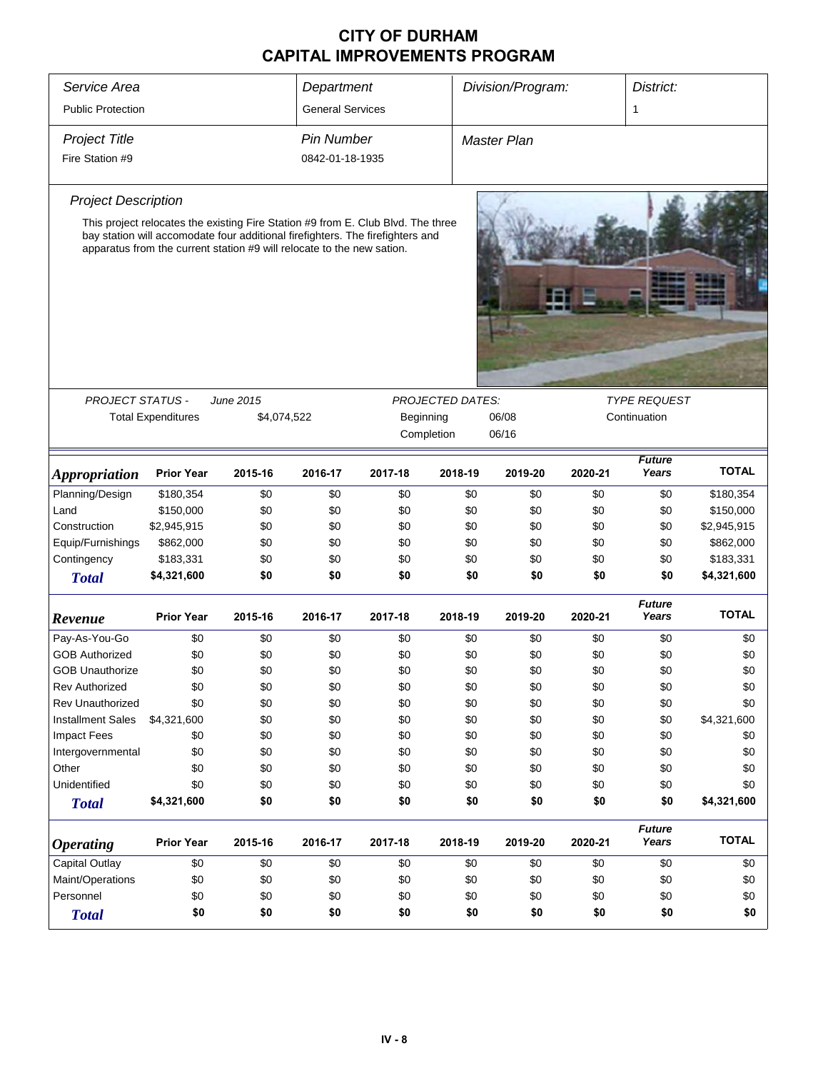# CITY OF DURHAM
# CAPITAL IMPROVEMENTS PROGRAM

| *Service Area* | *Department* | *Division/Program:* | *District:* |
|---|---|---|---|
| Public Protection | General Services | | 1 |

| *Project Title* | *Pin Number* | *Master Plan* |
|---|---|---|
| Fire Station #9 | 0842-01-18-1935 | |

*Project Description*

This project relocates the existing Fire Station #9 from E. Club Blvd. The three bay station will accomodate four additional firefighters. The firefighters and apparatus from the current station #9 will relocate to the new sation.

| *PROJECT STATUS -* | *June 2015* | *PROJECTED DATES:* | | *TYPE REQUEST* |
|---|---|---|---|---|
| Total Expenditures | $4,074,522 | Beginning | 06/08 | Continuation |
| | | Completion | 06/16 | |

| *Appropriation* | Prior Year | 2015-16 | 2016-17 | 2017-18 | 2018-19 | 2019-20 | 2020-21 | *Future Years* | TOTAL |
|---|---|---|---|---|---|---|---|---|---|
| Planning/Design | $180,354 | $0 | $0 | $0 | $0 | $0 | $0 | $0 | $180,354 |
| Land | $150,000 | $0 | $0 | $0 | $0 | $0 | $0 | $0 | $150,000 |
| Construction | $2,945,915 | $0 | $0 | $0 | $0 | $0 | $0 | $0 | $2,945,915 |
| Equip/Furnishings | $862,000 | $0 | $0 | $0 | $0 | $0 | $0 | $0 | $862,000 |
| Contingency | $183,331 | $0 | $0 | $0 | $0 | $0 | $0 | $0 | $183,331 |
| ***Total*** | **$4,321,600** | **$0** | **$0** | **$0** | **$0** | **$0** | **$0** | **$0** | **$4,321,600** |

| *Revenue* | Prior Year | 2015-16 | 2016-17 | 2017-18 | 2018-19 | 2019-20 | 2020-21 | *Future Years* | TOTAL |
|---|---|---|---|---|---|---|---|---|---|
| Pay-As-You-Go | $0 | $0 | $0 | $0 | $0 | $0 | $0 | $0 | $0 |
| GOB Authorized | $0 | $0 | $0 | $0 | $0 | $0 | $0 | $0 | $0 |
| GOB Unauthorize | $0 | $0 | $0 | $0 | $0 | $0 | $0 | $0 | $0 |
| Rev Authorized | $0 | $0 | $0 | $0 | $0 | $0 | $0 | $0 | $0 |
| Rev Unauthorized | $0 | $0 | $0 | $0 | $0 | $0 | $0 | $0 | $0 |
| Installment Sales | $4,321,600 | $0 | $0 | $0 | $0 | $0 | $0 | $0 | $4,321,600 |
| Impact Fees | $0 | $0 | $0 | $0 | $0 | $0 | $0 | $0 | $0 |
| Intergovernmental | $0 | $0 | $0 | $0 | $0 | $0 | $0 | $0 | $0 |
| Other | $0 | $0 | $0 | $0 | $0 | $0 | $0 | $0 | $0 |
| Unidentified | $0 | $0 | $0 | $0 | $0 | $0 | $0 | $0 | $0 |
| ***Total*** | **$4,321,600** | **$0** | **$0** | **$0** | **$0** | **$0** | **$0** | **$0** | **$4,321,600** |

| *Operating* | Prior Year | 2015-16 | 2016-17 | 2017-18 | 2018-19 | 2019-20 | 2020-21 | *Future Years* | TOTAL |
|---|---|---|---|---|---|---|---|---|---|
| Capital Outlay | $0 | $0 | $0 | $0 | $0 | $0 | $0 | $0 | $0 |
| Maint/Operations | $0 | $0 | $0 | $0 | $0 | $0 | $0 | $0 | $0 |
| Personnel | $0 | $0 | $0 | $0 | $0 | $0 | $0 | $0 | $0 |
| ***Total*** | **$0** | **$0** | **$0** | **$0** | **$0** | **$0** | **$0** | **$0** | **$0** |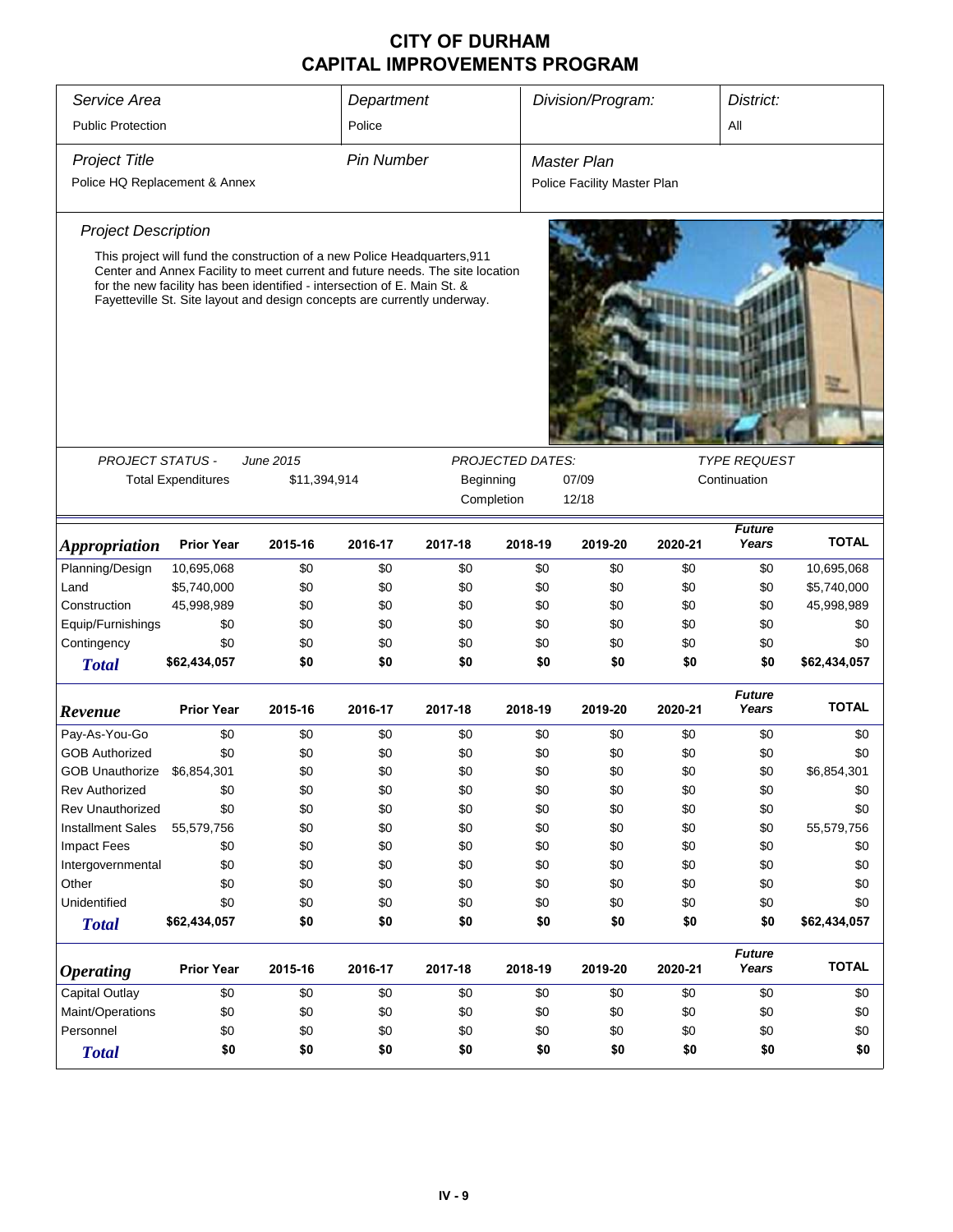# CITY OF DURHAM
# CAPITAL IMPROVEMENTS PROGRAM

| Service Area | Department | Division/Program: | District: |
|---|---|---|---|
| Public Protection | Police | | All |

| Project Title | Pin Number | Master Plan |
|---|---|---|
| Police HQ Replacement & Annex | | Police Facility Master Plan |

### Project Description

This project will fund the construction of a new Police Headquarters,911 Center and Annex Facility to meet current and future needs. The site location for the new facility has been identified - intersection of E. Main St. & Fayetteville St. Site layout and design concepts are currently underway.

| PROJECT STATUS - | June 2015 | PROJECTED DATES: | | TYPE REQUEST |
|---|---|---|---|---|
| Total Expenditures | $11,394,914 | Beginning | 07/09 | Continuation |
| | | Completion | 12/18 | |

| Appropriation | Prior Year | 2015-16 | 2016-17 | 2017-18 | 2018-19 | 2019-20 | 2020-21 | Future Years | TOTAL |
|---|---|---|---|---|---|---|---|---|---|
| Planning/Design | 10,695,068 | $0 | $0 | $0 | $0 | $0 | $0 | $0 | 10,695,068 |
| Land | $5,740,000 | $0 | $0 | $0 | $0 | $0 | $0 | $0 | $5,740,000 |
| Construction | 45,998,989 | $0 | $0 | $0 | $0 | $0 | $0 | $0 | 45,998,989 |
| Equip/Furnishings | $0 | $0 | $0 | $0 | $0 | $0 | $0 | $0 | $0 |
| Contingency | $0 | $0 | $0 | $0 | $0 | $0 | $0 | $0 | $0 |
| **Total** | **$62,434,057** | **$0** | **$0** | **$0** | **$0** | **$0** | **$0** | **$0** | **$62,434,057** |

| Revenue | Prior Year | 2015-16 | 2016-17 | 2017-18 | 2018-19 | 2019-20 | 2020-21 | Future Years | TOTAL |
|---|---|---|---|---|---|---|---|---|---|
| Pay-As-You-Go | $0 | $0 | $0 | $0 | $0 | $0 | $0 | $0 | $0 |
| GOB Authorized | $0 | $0 | $0 | $0 | $0 | $0 | $0 | $0 | $0 |
| GOB Unauthorize | $6,854,301 | $0 | $0 | $0 | $0 | $0 | $0 | $0 | $6,854,301 |
| Rev Authorized | $0 | $0 | $0 | $0 | $0 | $0 | $0 | $0 | $0 |
| Rev Unauthorized | $0 | $0 | $0 | $0 | $0 | $0 | $0 | $0 | $0 |
| Installment Sales | 55,579,756 | $0 | $0 | $0 | $0 | $0 | $0 | $0 | 55,579,756 |
| Impact Fees | $0 | $0 | $0 | $0 | $0 | $0 | $0 | $0 | $0 |
| Intergovernmental | $0 | $0 | $0 | $0 | $0 | $0 | $0 | $0 | $0 |
| Other | $0 | $0 | $0 | $0 | $0 | $0 | $0 | $0 | $0 |
| Unidentified | $0 | $0 | $0 | $0 | $0 | $0 | $0 | $0 | $0 |
| **Total** | **$62,434,057** | **$0** | **$0** | **$0** | **$0** | **$0** | **$0** | **$0** | **$62,434,057** |

| Operating | Prior Year | 2015-16 | 2016-17 | 2017-18 | 2018-19 | 2019-20 | 2020-21 | Future Years | TOTAL |
|---|---|---|---|---|---|---|---|---|---|
| Capital Outlay | $0 | $0 | $0 | $0 | $0 | $0 | $0 | $0 | $0 |
| Maint/Operations | $0 | $0 | $0 | $0 | $0 | $0 | $0 | $0 | $0 |
| Personnel | $0 | $0 | $0 | $0 | $0 | $0 | $0 | $0 | $0 |
| **Total** | **$0** | **$0** | **$0** | **$0** | **$0** | **$0** | **$0** | **$0** | **$0** |